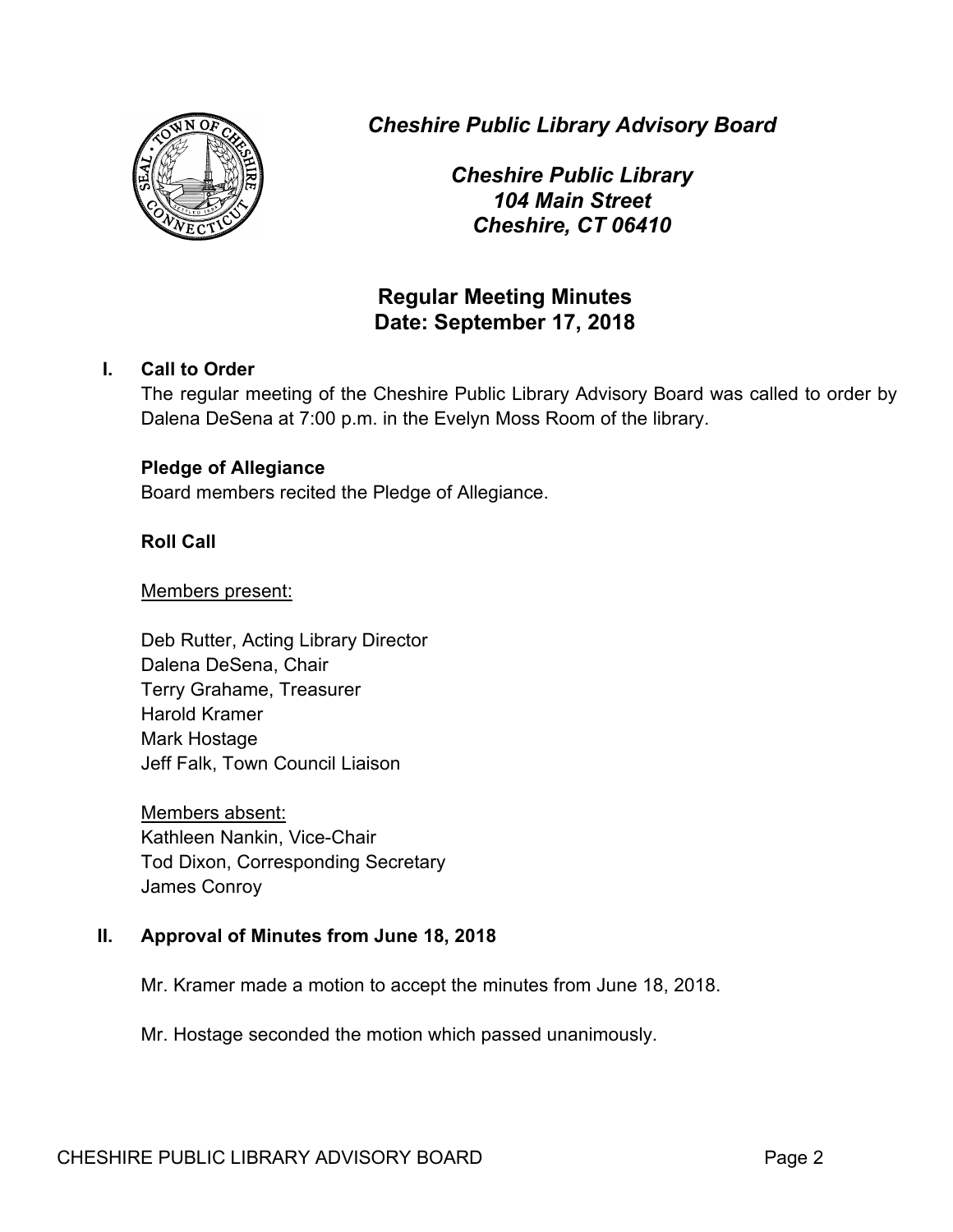*Cheshire Public Library Advisory Board*

*Cheshire Public Library*
*104 Main Street*
*Cheshire, CT 06410*

# Regular Meeting Minutes
# Date: September 17, 2018

## I. Call to Order

The regular meeting of the Cheshire Public Library Advisory Board was called to order by Dalena DeSena at 7:00 p.m. in the Evelyn Moss Room of the library.

### Pledge of Allegiance

Board members recited the Pledge of Allegiance.

### Roll Call

Members present:

Deb Rutter, Acting Library Director
Dalena DeSena, Chair
Terry Grahame, Treasurer
Harold Kramer
Mark Hostage
Jeff Falk, Town Council Liaison

Members absent:
Kathleen Nankin, Vice-Chair
Tod Dixon, Corresponding Secretary
James Conroy

## II. Approval of Minutes from June 18, 2018

Mr. Kramer made a motion to accept the minutes from June 18, 2018.

Mr. Hostage seconded the motion which passed unanimously.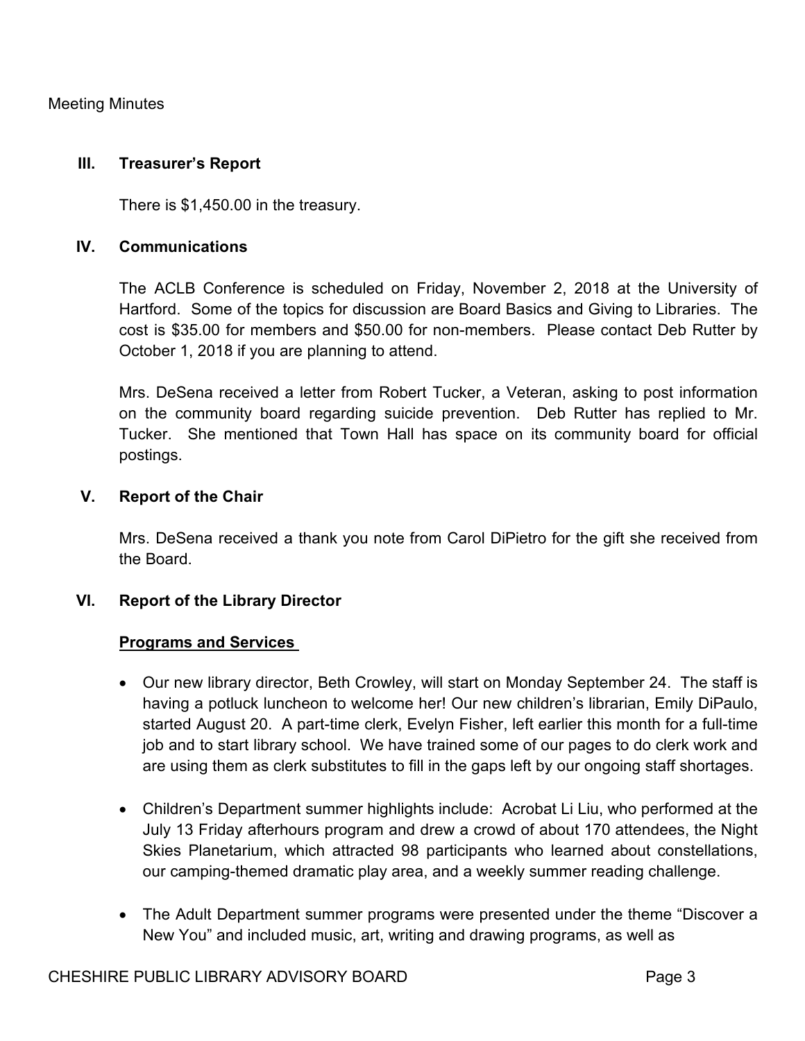## III. Treasurer's Report

There is $1,450.00 in the treasury.

## IV. Communications

The ACLB Conference is scheduled on Friday, November 2, 2018 at the University of Hartford. Some of the topics for discussion are Board Basics and Giving to Libraries. The cost is $35.00 for members and $50.00 for non-members. Please contact Deb Rutter by October 1, 2018 if you are planning to attend.

Mrs. DeSena received a letter from Robert Tucker, a Veteran, asking to post information on the community board regarding suicide prevention. Deb Rutter has replied to Mr. Tucker. She mentioned that Town Hall has space on its community board for official postings.

## V. Report of the Chair

Mrs. DeSena received a thank you note from Carol DiPietro for the gift she received from the Board.

## VI. Report of the Library Director

**Programs and Services**

- Our new library director, Beth Crowley, will start on Monday September 24. The staff is having a potluck luncheon to welcome her! Our new children's librarian, Emily DiPaulo, started August 20. A part-time clerk, Evelyn Fisher, left earlier this month for a full-time job and to start library school. We have trained some of our pages to do clerk work and are using them as clerk substitutes to fill in the gaps left by our ongoing staff shortages.

- Children's Department summer highlights include: Acrobat Li Liu, who performed at the July 13 Friday afterhours program and drew a crowd of about 170 attendees, the Night Skies Planetarium, which attracted 98 participants who learned about constellations, our camping-themed dramatic play area, and a weekly summer reading challenge.

- The Adult Department summer programs were presented under the theme "Discover a New You" and included music, art, writing and drawing programs, as well as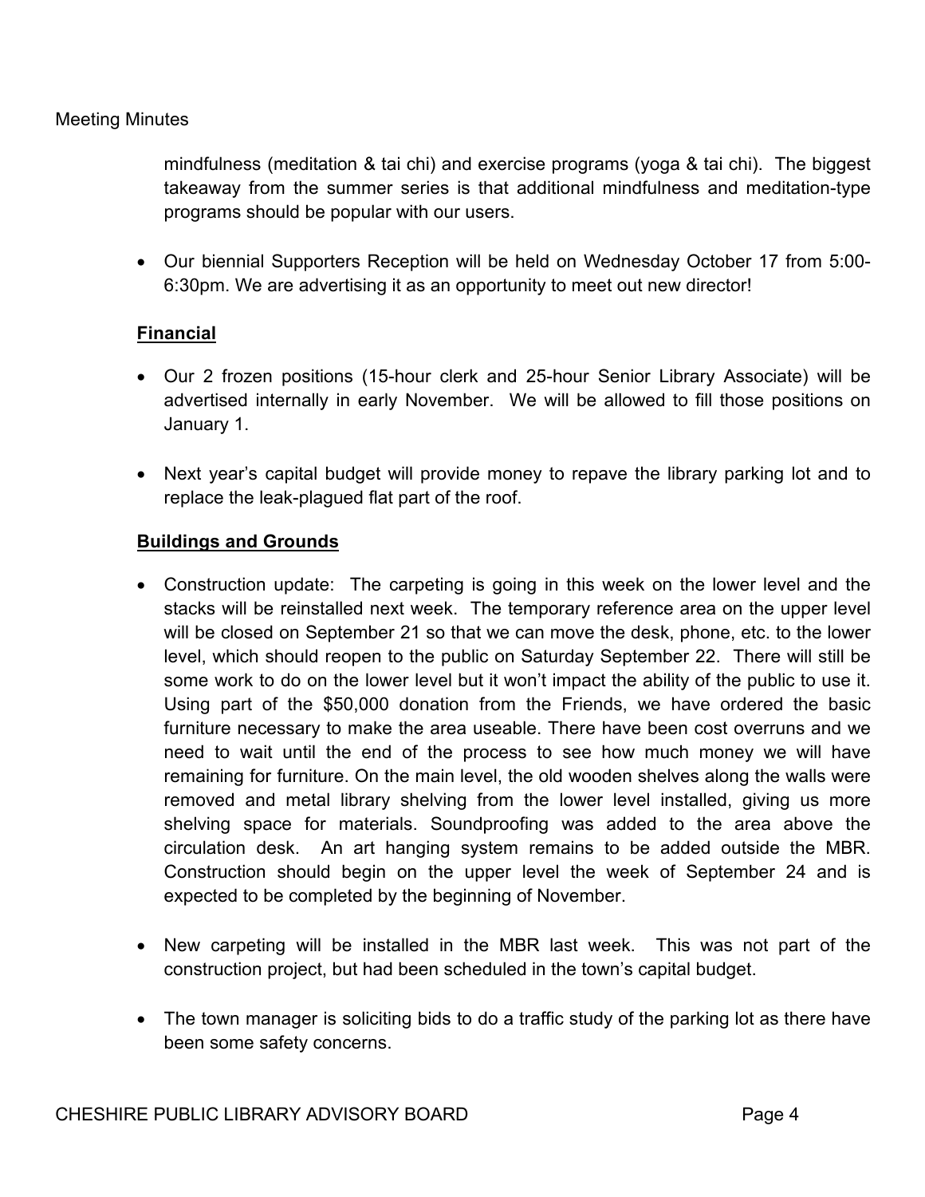mindfulness (meditation & tai chi) and exercise programs (yoga & tai chi). The biggest takeaway from the summer series is that additional mindfulness and meditation-type programs should be popular with our users.

- Our biennial Supporters Reception will be held on Wednesday October 17 from 5:00-6:30pm. We are advertising it as an opportunity to meet out new director!

**Financial**

- Our 2 frozen positions (15-hour clerk and 25-hour Senior Library Associate) will be advertised internally in early November. We will be allowed to fill those positions on January 1.

- Next year's capital budget will provide money to repave the library parking lot and to replace the leak-plagued flat part of the roof.

**Buildings and Grounds**

- Construction update: The carpeting is going in this week on the lower level and the stacks will be reinstalled next week. The temporary reference area on the upper level will be closed on September 21 so that we can move the desk, phone, etc. to the lower level, which should reopen to the public on Saturday September 22. There will still be some work to do on the lower level but it won't impact the ability of the public to use it. Using part of the $50,000 donation from the Friends, we have ordered the basic furniture necessary to make the area useable. There have been cost overruns and we need to wait until the end of the process to see how much money we will have remaining for furniture. On the main level, the old wooden shelves along the walls were removed and metal library shelving from the lower level installed, giving us more shelving space for materials. Soundproofing was added to the area above the circulation desk. An art hanging system remains to be added outside the MBR. Construction should begin on the upper level the week of September 24 and is expected to be completed by the beginning of November.

- New carpeting will be installed in the MBR last week. This was not part of the construction project, but had been scheduled in the town's capital budget.

- The town manager is soliciting bids to do a traffic study of the parking lot as there have been some safety concerns.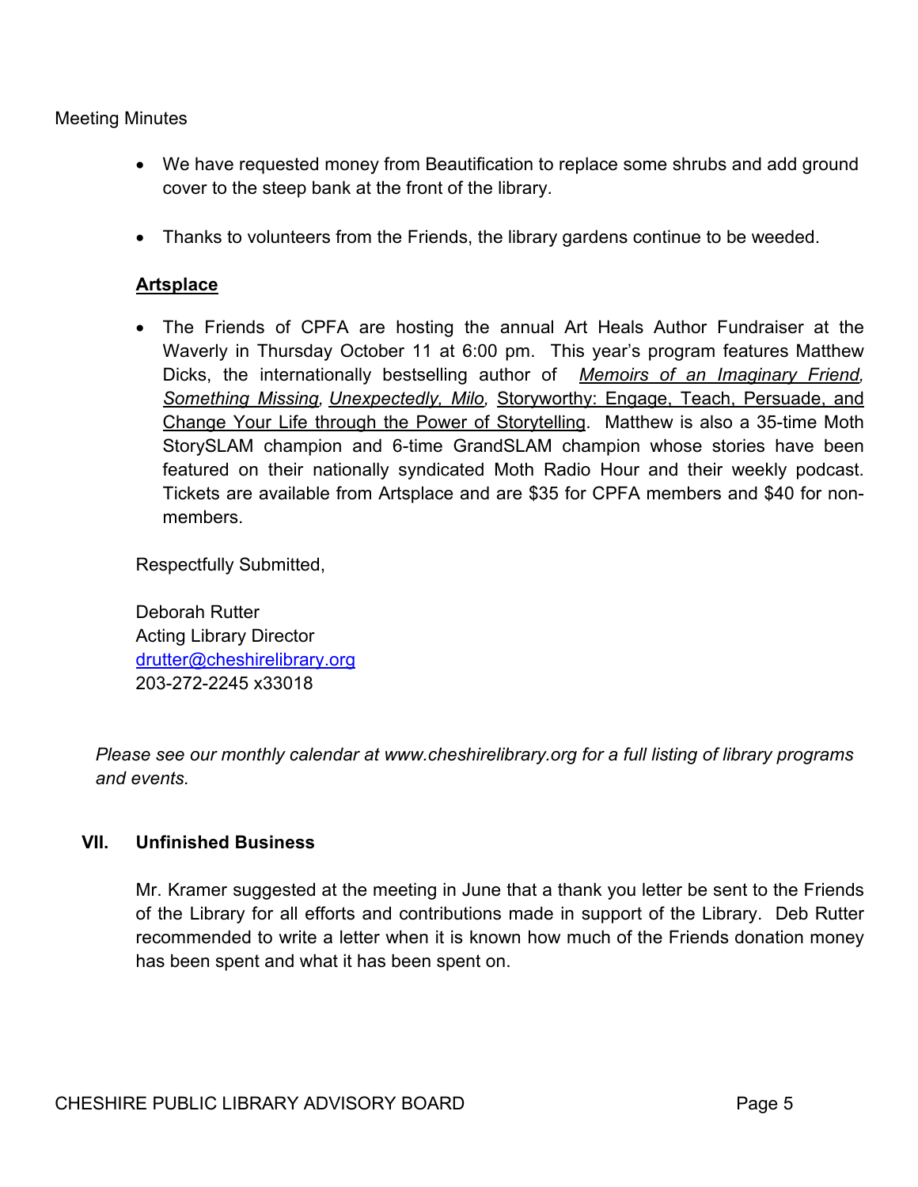Meeting Minutes

- We have requested money from Beautification to replace some shrubs and add ground cover to the steep bank at the front of the library.

- Thanks to volunteers from the Friends, the library gardens continue to be weeded.

**Artsplace**

- The Friends of CPFA are hosting the annual Art Heals Author Fundraiser at the Waverly in Thursday October 11 at 6:00 pm. This year's program features Matthew Dicks, the internationally bestselling author of *Memoirs of an Imaginary Friend, Something Missing, Unexpectedly, Milo,* Storyworthy: Engage, Teach, Persuade, and Change Your Life through the Power of Storytelling. Matthew is also a 35-time Moth StorySLAM champion and 6-time GrandSLAM champion whose stories have been featured on their nationally syndicated Moth Radio Hour and their weekly podcast. Tickets are available from Artsplace and are $35 for CPFA members and $40 for non-members.

Respectfully Submitted,

Deborah Rutter
Acting Library Director
drutter@cheshirelibrary.org
203-272-2245 x33018

*Please see our monthly calendar at www.cheshirelibrary.org for a full listing of library programs and events.*

## VII. Unfinished Business

Mr. Kramer suggested at the meeting in June that a thank you letter be sent to the Friends of the Library for all efforts and contributions made in support of the Library. Deb Rutter recommended to write a letter when it is known how much of the Friends donation money has been spent and what it has been spent on.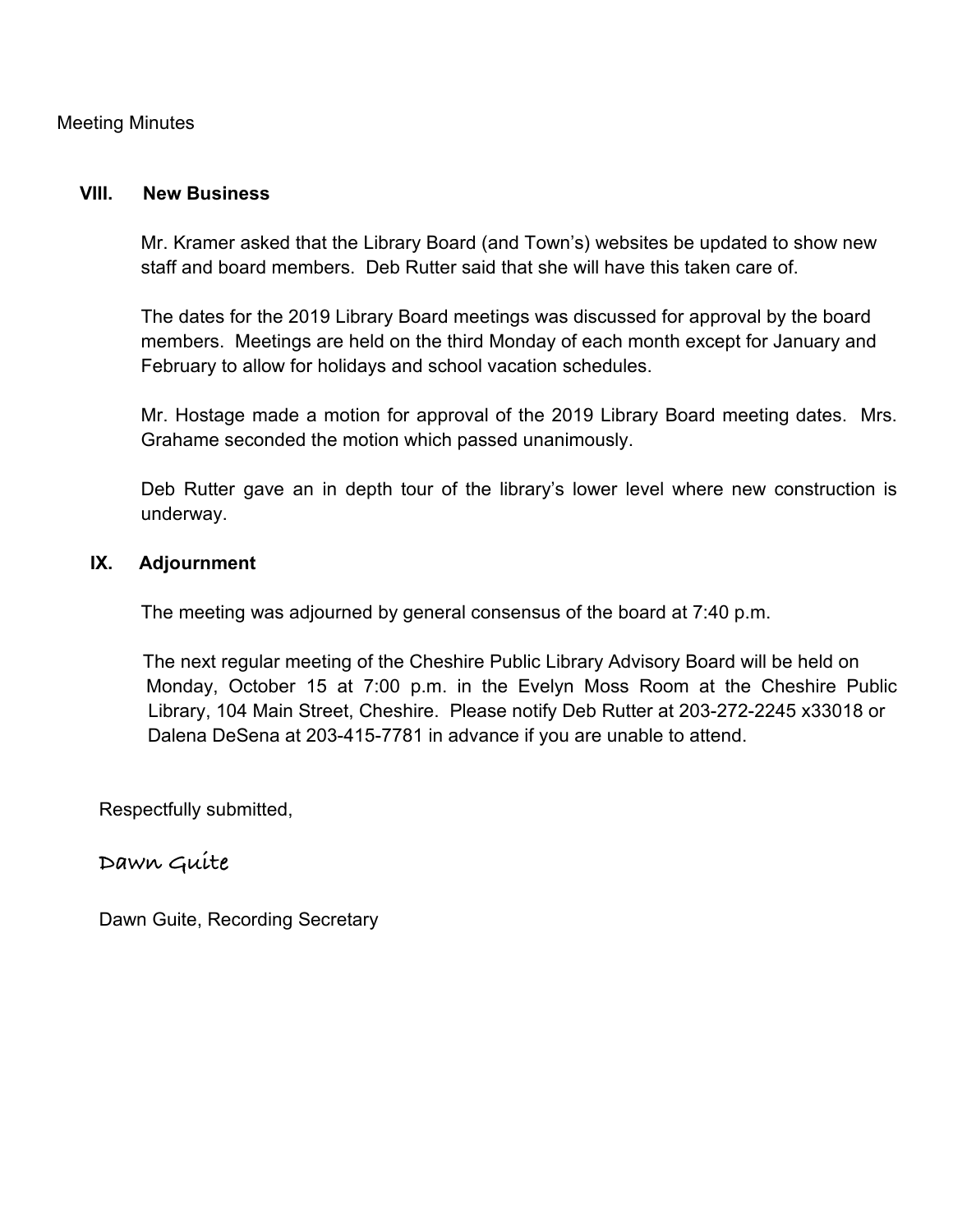Meeting Minutes

## VIII. New Business

Mr. Kramer asked that the Library Board (and Town's) websites be updated to show new staff and board members. Deb Rutter said that she will have this taken care of.

The dates for the 2019 Library Board meetings was discussed for approval by the board members. Meetings are held on the third Monday of each month except for January and February to allow for holidays and school vacation schedules.

Mr. Hostage made a motion for approval of the 2019 Library Board meeting dates. Mrs. Grahame seconded the motion which passed unanimously.

Deb Rutter gave an in depth tour of the library's lower level where new construction is underway.

## IX. Adjournment

The meeting was adjourned by general consensus of the board at 7:40 p.m.

The next regular meeting of the Cheshire Public Library Advisory Board will be held on Monday, October 15 at 7:00 p.m. in the Evelyn Moss Room at the Cheshire Public Library, 104 Main Street, Cheshire. Please notify Deb Rutter at 203-272-2245 x33018 or Dalena DeSena at 203-415-7781 in advance if you are unable to attend.

Respectfully submitted,

*Dawn Guite*

Dawn Guite, Recording Secretary